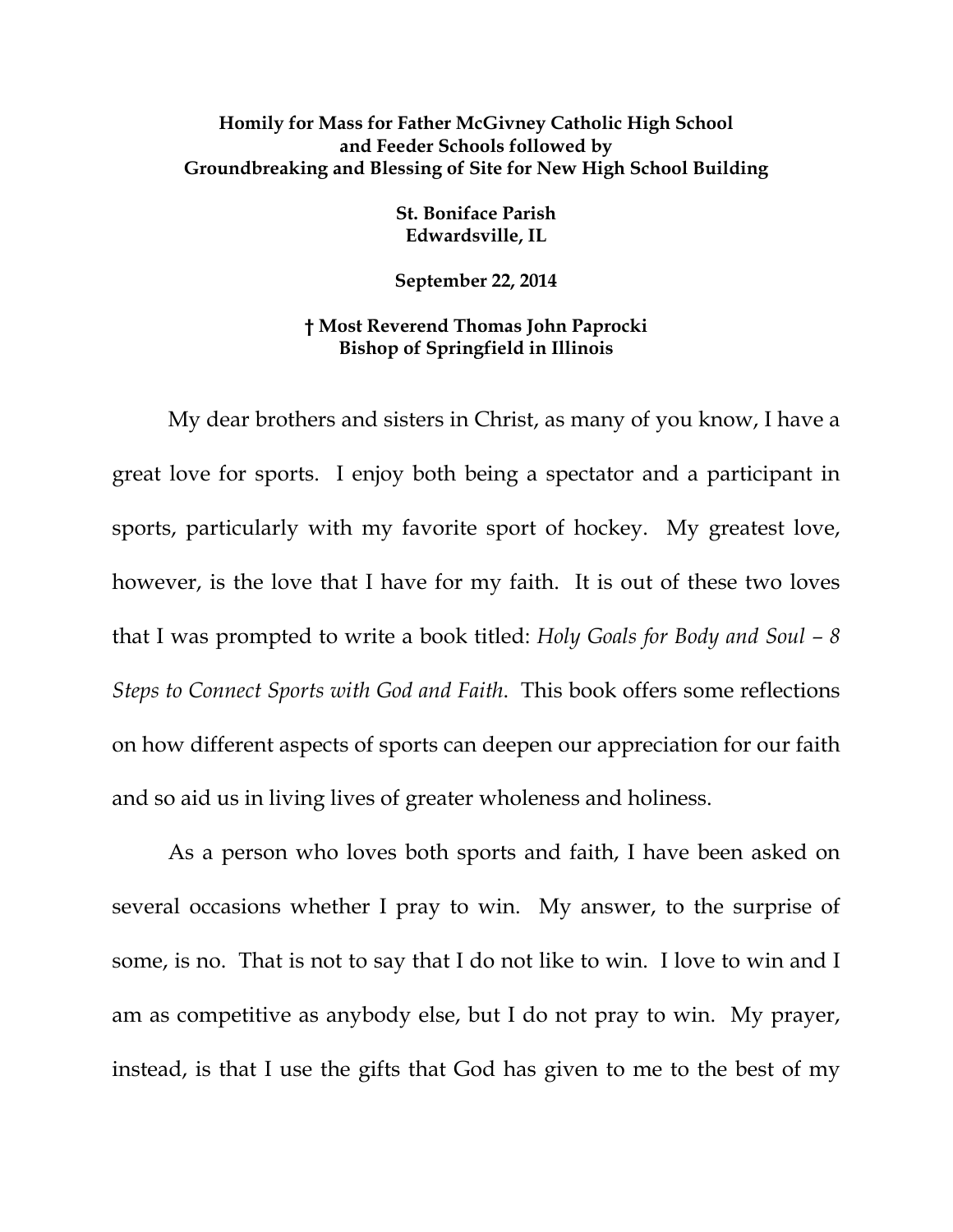**Homily for Mass for Father McGivney Catholic High School and Feeder Schools followed by Groundbreaking and Blessing of Site for New High School Building**

**St. Boniface Parish**
**Edwardsville, IL**

**September 22, 2014**

**† Most Reverend Thomas John Paprocki**
**Bishop of Springfield in Illinois**

My dear brothers and sisters in Christ, as many of you know, I have a great love for sports. I enjoy both being a spectator and a participant in sports, particularly with my favorite sport of hockey. My greatest love, however, is the love that I have for my faith. It is out of these two loves that I was prompted to write a book titled: *Holy Goals for Body and Soul – 8 Steps to Connect Sports with God and Faith*. This book offers some reflections on how different aspects of sports can deepen our appreciation for our faith and so aid us in living lives of greater wholeness and holiness.

As a person who loves both sports and faith, I have been asked on several occasions whether I pray to win. My answer, to the surprise of some, is no. That is not to say that I do not like to win. I love to win and I am as competitive as anybody else, but I do not pray to win. My prayer, instead, is that I use the gifts that God has given to me to the best of my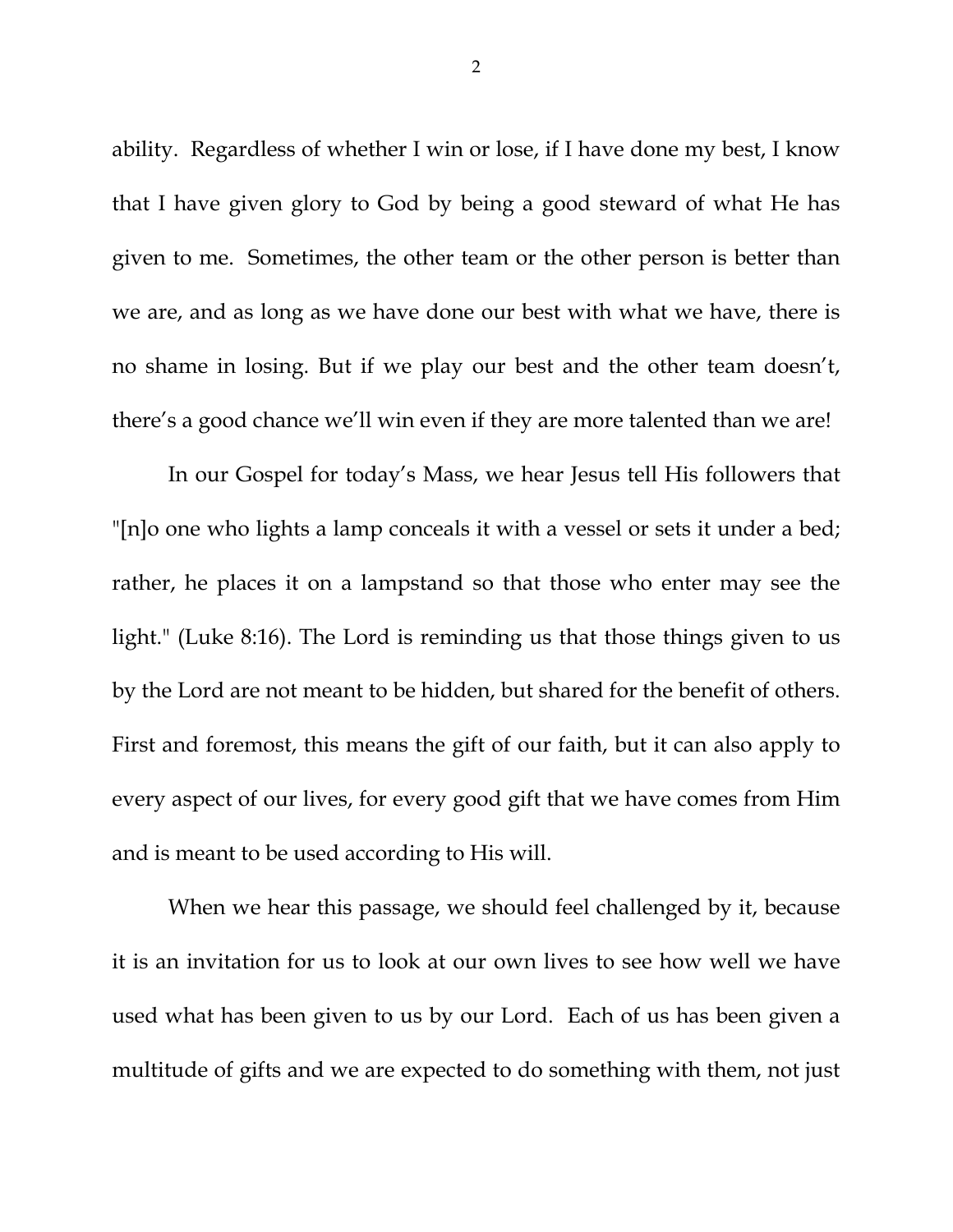ability. Regardless of whether I win or lose, if I have done my best, I know that I have given glory to God by being a good steward of what He has given to me. Sometimes, the other team or the other person is better than we are, and as long as we have done our best with what we have, there is no shame in losing. But if we play our best and the other team doesn't, there's a good chance we'll win even if they are more talented than we are!

In our Gospel for today's Mass, we hear Jesus tell His followers that "[n]o one who lights a lamp conceals it with a vessel or sets it under a bed; rather, he places it on a lampstand so that those who enter may see the light." (Luke 8:16). The Lord is reminding us that those things given to us by the Lord are not meant to be hidden, but shared for the benefit of others. First and foremost, this means the gift of our faith, but it can also apply to every aspect of our lives, for every good gift that we have comes from Him and is meant to be used according to His will.

When we hear this passage, we should feel challenged by it, because it is an invitation for us to look at our own lives to see how well we have used what has been given to us by our Lord. Each of us has been given a multitude of gifts and we are expected to do something with them, not just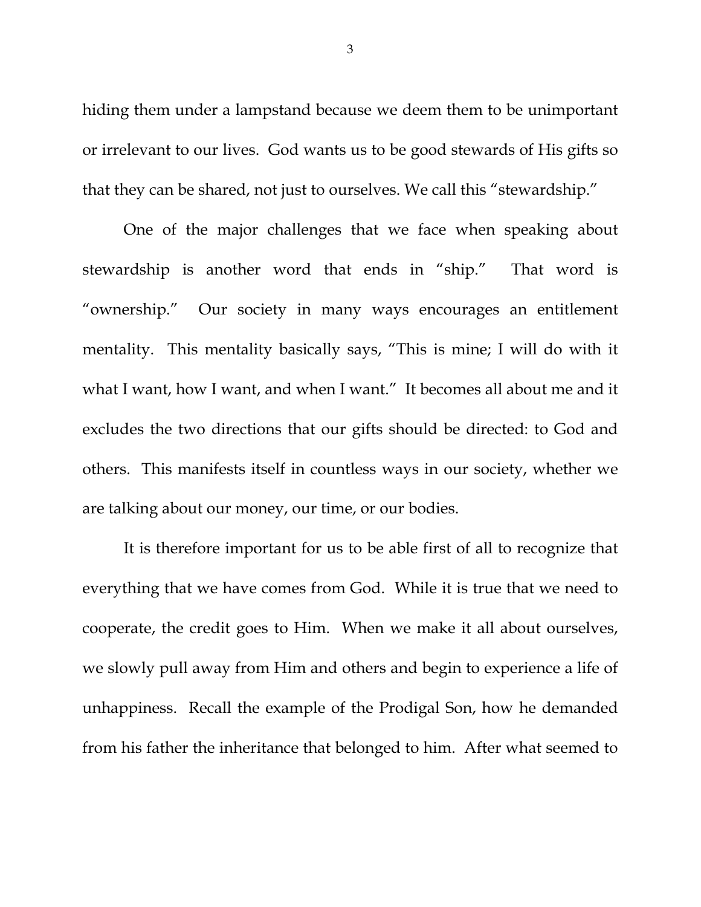hiding them under a lampstand because we deem them to be unimportant or irrelevant to our lives. God wants us to be good stewards of His gifts so that they can be shared, not just to ourselves. We call this "stewardship."

One of the major challenges that we face when speaking about stewardship is another word that ends in "ship." That word is "ownership." Our society in many ways encourages an entitlement mentality. This mentality basically says, "This is mine; I will do with it what I want, how I want, and when I want." It becomes all about me and it excludes the two directions that our gifts should be directed: to God and others. This manifests itself in countless ways in our society, whether we are talking about our money, our time, or our bodies.

It is therefore important for us to be able first of all to recognize that everything that we have comes from God. While it is true that we need to cooperate, the credit goes to Him. When we make it all about ourselves, we slowly pull away from Him and others and begin to experience a life of unhappiness. Recall the example of the Prodigal Son, how he demanded from his father the inheritance that belonged to him. After what seemed to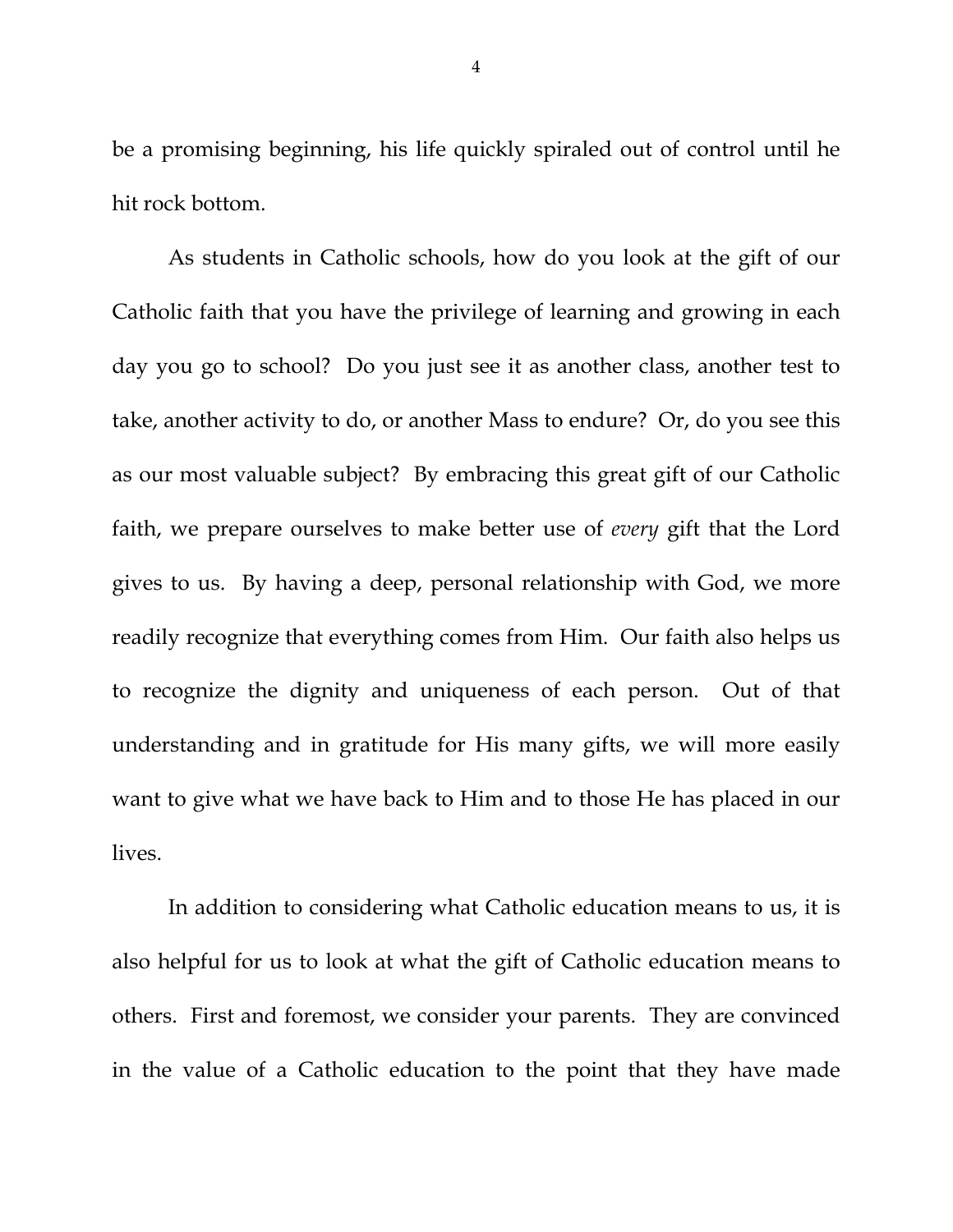be a promising beginning, his life quickly spiraled out of control until he hit rock bottom.

As students in Catholic schools, how do you look at the gift of our Catholic faith that you have the privilege of learning and growing in each day you go to school? Do you just see it as another class, another test to take, another activity to do, or another Mass to endure? Or, do you see this as our most valuable subject? By embracing this great gift of our Catholic faith, we prepare ourselves to make better use of *every* gift that the Lord gives to us. By having a deep, personal relationship with God, we more readily recognize that everything comes from Him. Our faith also helps us to recognize the dignity and uniqueness of each person. Out of that understanding and in gratitude for His many gifts, we will more easily want to give what we have back to Him and to those He has placed in our lives.

In addition to considering what Catholic education means to us, it is also helpful for us to look at what the gift of Catholic education means to others. First and foremost, we consider your parents. They are convinced in the value of a Catholic education to the point that they have made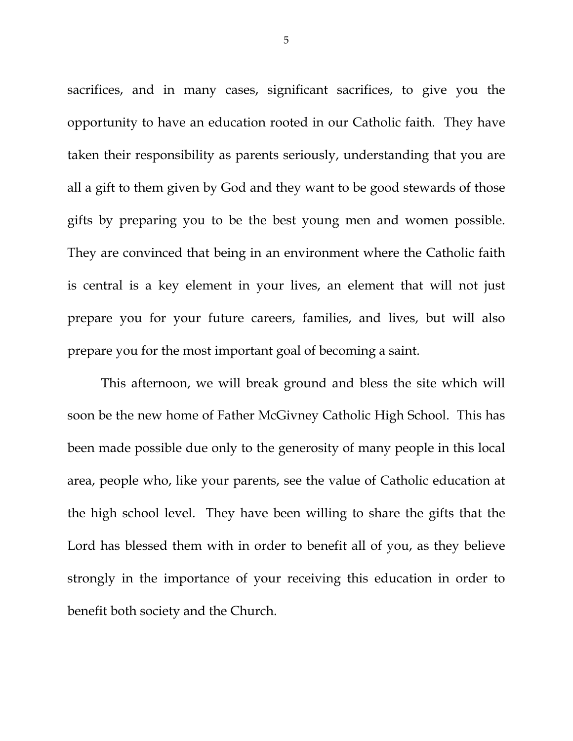sacrifices, and in many cases, significant sacrifices, to give you the opportunity to have an education rooted in our Catholic faith. They have taken their responsibility as parents seriously, understanding that you are all a gift to them given by God and they want to be good stewards of those gifts by preparing you to be the best young men and women possible. They are convinced that being in an environment where the Catholic faith is central is a key element in your lives, an element that will not just prepare you for your future careers, families, and lives, but will also prepare you for the most important goal of becoming a saint.

This afternoon, we will break ground and bless the site which will soon be the new home of Father McGivney Catholic High School. This has been made possible due only to the generosity of many people in this local area, people who, like your parents, see the value of Catholic education at the high school level. They have been willing to share the gifts that the Lord has blessed them with in order to benefit all of you, as they believe strongly in the importance of your receiving this education in order to benefit both society and the Church.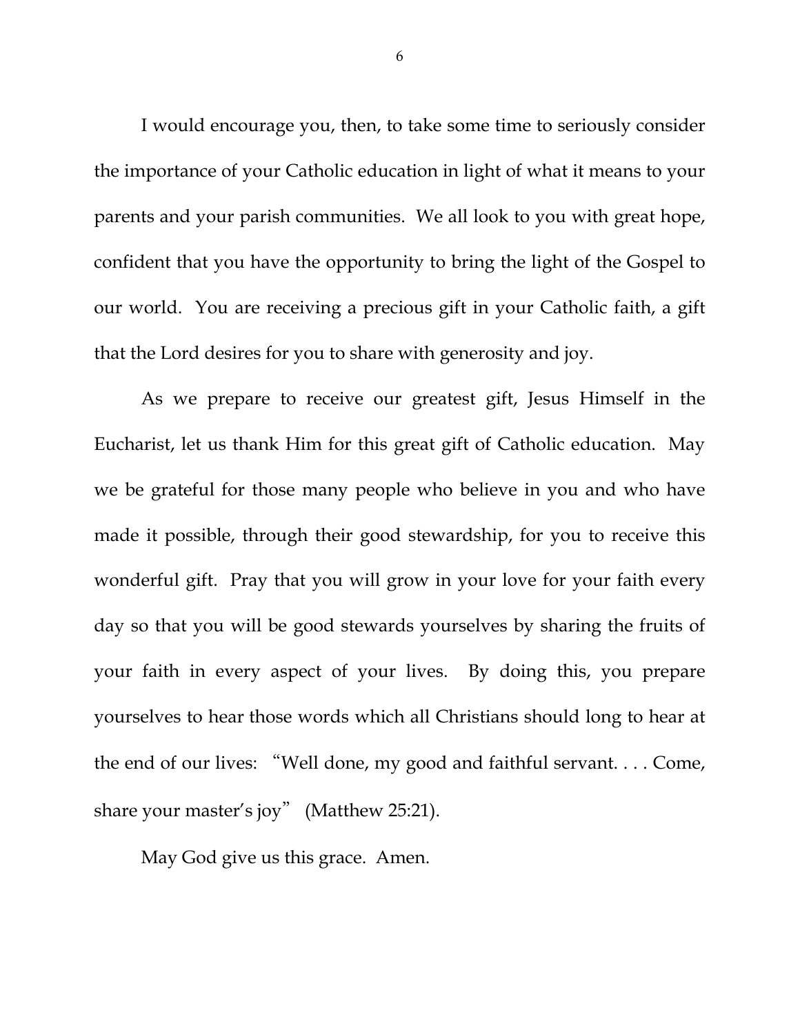I would encourage you, then, to take some time to seriously consider the importance of your Catholic education in light of what it means to your parents and your parish communities. We all look to you with great hope, confident that you have the opportunity to bring the light of the Gospel to our world. You are receiving a precious gift in your Catholic faith, a gift that the Lord desires for you to share with generosity and joy.

As we prepare to receive our greatest gift, Jesus Himself in the Eucharist, let us thank Him for this great gift of Catholic education. May we be grateful for those many people who believe in you and who have made it possible, through their good stewardship, for you to receive this wonderful gift. Pray that you will grow in your love for your faith every day so that you will be good stewards yourselves by sharing the fruits of your faith in every aspect of your lives. By doing this, you prepare yourselves to hear those words which all Christians should long to hear at the end of our lives: "Well done, my good and faithful servant. . . . Come, share your master's joy" (Matthew 25:21).

May God give us this grace. Amen.